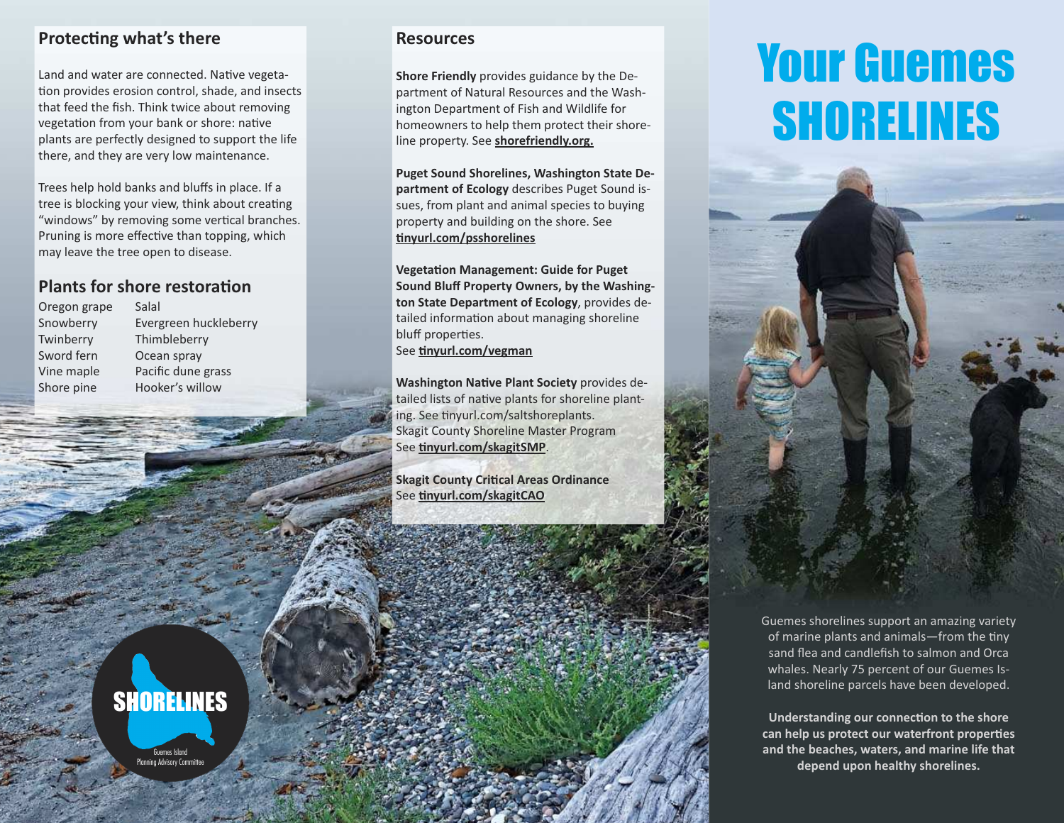## Protecting what's there

Land and water are connected. Native vegetation provides erosion control, shade, and insects that feed the fish. Think twice about removing vegetation from your bank or shore: native plants are perfectly designed to support the life there, and they are very low maintenance.

Trees help hold banks and bluffs in place. If a tree is blocking your view, think about creating "windows" by removing some vertical branches. Pruning is more effective than topping, which may leave the tree open to disease.

## Plants for shore restoration

- Oregon grape
- Snowberry
- Twinberry
- Sword fern
- Vine maple
- Shore pine
- Salal
- Evergreen huckleberry
- Thimbleberry
- Ocean spray
- Pacific dune grass
- Hooker's willow

SHORELINES

Guemes Island Planning Advisory Committee

## Resources

**Shore Friendly** provides guidance by the Department of Natural Resources and the Washington Department of Fish and Wildlife for homeowners to help them protect their shoreline property. See **shorefriendly.org.**

**Puget Sound Shorelines, Washington State Department of Ecology** describes Puget Sound issues, from plant and animal species to buying property and building on the shore. See **tinyurl.com/psshorelines**

**Vegetation Management: Guide for Puget Sound Bluff Property Owners, by the Washington State Department of Ecology**, provides detailed information about managing shoreline bluff properties.
See **tinyurl.com/vegman**

**Washington Native Plant Society** provides detailed lists of native plants for shoreline planting. See tinyurl.com/saltshoreplants.
Skagit County Shoreline Master Program
See **tinyurl.com/skagitSMP**.

**Skagit County Critical Areas Ordinance**
See **tinyurl.com/skagitCAO**

# Your Guemes SHORELINES

Guemes shorelines support an amazing variety of marine plants and animals—from the tiny sand flea and candlefish to salmon and Orca whales. Nearly 75 percent of our Guemes Island shoreline parcels have been developed.

**Understanding our connection to the shore can help us protect our waterfront properties and the beaches, waters, and marine life that depend upon healthy shorelines.**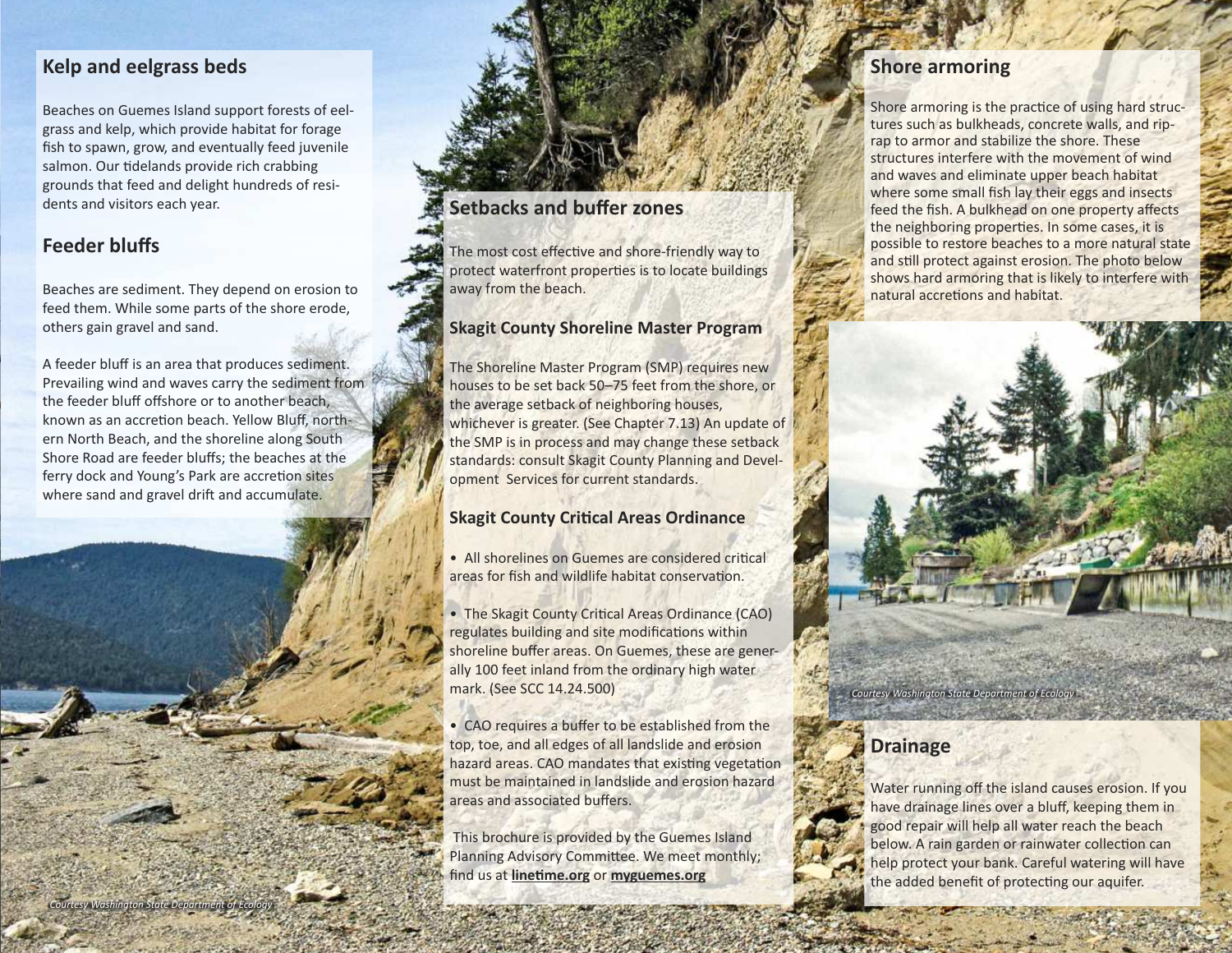## Kelp and eelgrass beds

Beaches on Guemes Island support forests of eelgrass and kelp, which provide habitat for forage fish to spawn, grow, and eventually feed juvenile salmon. Our tidelands provide rich crabbing grounds that feed and delight hundreds of residents and visitors each year.

## Feeder bluffs

Beaches are sediment. They depend on erosion to feed them. While some parts of the shore erode, others gain gravel and sand.

A feeder bluff is an area that produces sediment. Prevailing wind and waves carry the sediment from the feeder bluff offshore or to another beach, known as an accretion beach. Yellow Bluff, northern North Beach, and the shoreline along South Shore Road are feeder bluffs; the beaches at the ferry dock and Young's Park are accretion sites where sand and gravel drift and accumulate.

*Courtesy Washington State Department of Ecology*

## Setbacks and buffer zones

The most cost effective and shore-friendly way to protect waterfront properties is to locate buildings away from the beach.

### Skagit County Shoreline Master Program

The Shoreline Master Program (SMP) requires new houses to be set back 50–75 feet from the shore, or the average setback of neighboring houses, whichever is greater. (See Chapter 7.13) An update of the SMP is in process and may change these setback standards: consult Skagit County Planning and Development Services for current standards.

### Skagit County Critical Areas Ordinance

- All shorelines on Guemes are considered critical areas for fish and wildlife habitat conservation.
- The Skagit County Critical Areas Ordinance (CAO) regulates building and site modifications within shoreline buffer areas. On Guemes, these are generally 100 feet inland from the ordinary high water mark. (See SCC 14.24.500)
- CAO requires a buffer to be established from the top, toe, and all edges of all landslide and erosion hazard areas. CAO mandates that existing vegetation must be maintained in landslide and erosion hazard areas and associated buffers.

This brochure is provided by the Guemes Island Planning Advisory Committee. We meet monthly; find us at **linetime.org** or **myguemes.org**

## Shore armoring

Shore armoring is the practice of using hard structures such as bulkheads, concrete walls, and riprap to armor and stabilize the shore. These structures interfere with the movement of wind and waves and eliminate upper beach habitat where some small fish lay their eggs and insects feed the fish. A bulkhead on one property affects the neighboring properties. In some cases, it is possible to restore beaches to a more natural state and still protect against erosion. The photo below shows hard armoring that is likely to interfere with natural accretions and habitat.

*Courtesy Washington State Department of Ecology*

## Drainage

Water running off the island causes erosion. If you have drainage lines over a bluff, keeping them in good repair will help all water reach the beach below. A rain garden or rainwater collection can help protect your bank. Careful watering will have the added benefit of protecting our aquifer.